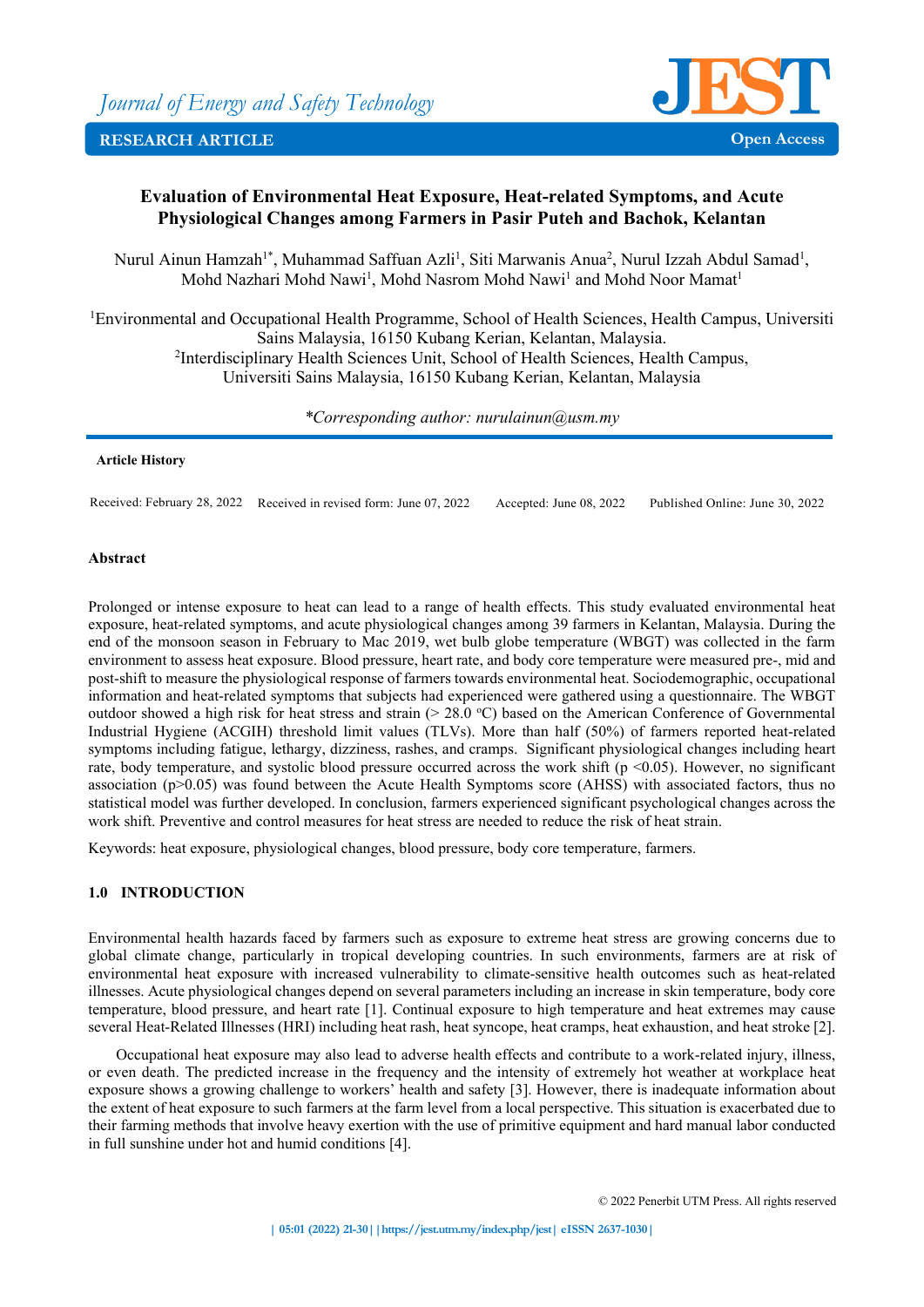Journal of Energy and Safety Technology

RESEARCH ARTICLE — Open Access

# Evaluation of Environmental Heat Exposure, Heat-related Symptoms, and Acute Physiological Changes among Farmers in Pasir Puteh and Bachok, Kelantan

Nurul Ainun Hamzah[1*], Muhammad Saffuan Azli[1], Siti Marwanis Anua[2], Nurul Izzah Abdul Samad[1], Mohd Nazhari Mohd Nawi[1], Mohd Nasrom Mohd Nawi[1] and Mohd Noor Mamat[1]

[1]Environmental and Occupational Health Programme, School of Health Sciences, Health Campus, Universiti Sains Malaysia, 16150 Kubang Kerian, Kelantan, Malaysia.
[2]Interdisciplinary Health Sciences Unit, School of Health Sciences, Health Campus, Universiti Sains Malaysia, 16150 Kubang Kerian, Kelantan, Malaysia

*\*Corresponding author: nurulainun@usm.my*

**Article History**

Received: February 28, 2022 Received in revised form: June 07, 2022 Accepted: June 08, 2022 Published Online: June 30, 2022

**Abstract**

Prolonged or intense exposure to heat can lead to a range of health effects. This study evaluated environmental heat exposure, heat-related symptoms, and acute physiological changes among 39 farmers in Kelantan, Malaysia. During the end of the monsoon season in February to Mac 2019, wet bulb globe temperature (WBGT) was collected in the farm environment to assess heat exposure. Blood pressure, heart rate, and body core temperature were measured pre-, mid and post-shift to measure the physiological response of farmers towards environmental heat. Sociodemographic, occupational information and heat-related symptoms that subjects had experienced were gathered using a questionnaire. The WBGT outdoor showed a high risk for heat stress and strain (> 28.0 $^{o}$C) based on the American Conference of Governmental Industrial Hygiene (ACGIH) threshold limit values (TLVs). More than half (50%) of farmers reported heat-related symptoms including fatigue, lethargy, dizziness, rashes, and cramps. Significant physiological changes including heart rate, body temperature, and systolic blood pressure occurred across the work shift ($p < 0.05$). However, no significant association ($p > 0.05$) was found between the Acute Health Symptoms score (AHSS) with associated factors, thus no statistical model was further developed. In conclusion, farmers experienced significant psychological changes across the work shift. Preventive and control measures for heat stress are needed to reduce the risk of heat strain.

Keywords: heat exposure, physiological changes, blood pressure, body core temperature, farmers.

## 1.0 INTRODUCTION

Environmental health hazards faced by farmers such as exposure to extreme heat stress are growing concerns due to global climate change, particularly in tropical developing countries. In such environments, farmers are at risk of environmental heat exposure with increased vulnerability to climate-sensitive health outcomes such as heat-related illnesses. Acute physiological changes depend on several parameters including an increase in skin temperature, body core temperature, blood pressure, and heart rate [1]. Continual exposure to high temperature and heat extremes may cause several Heat-Related Illnesses (HRI) including heat rash, heat syncope, heat cramps, heat exhaustion, and heat stroke [2].

Occupational heat exposure may also lead to adverse health effects and contribute to a work-related injury, illness, or even death. The predicted increase in the frequency and the intensity of extremely hot weather at workplace heat exposure shows a growing challenge to workers' health and safety [3]. However, there is inadequate information about the extent of heat exposure to such farmers at the farm level from a local perspective. This situation is exacerbated due to their farming methods that involve heavy exertion with the use of primitive equipment and hard manual labor conducted in full sunshine under hot and humid conditions [4].

© 2022 Penerbit UTM Press. All rights reserved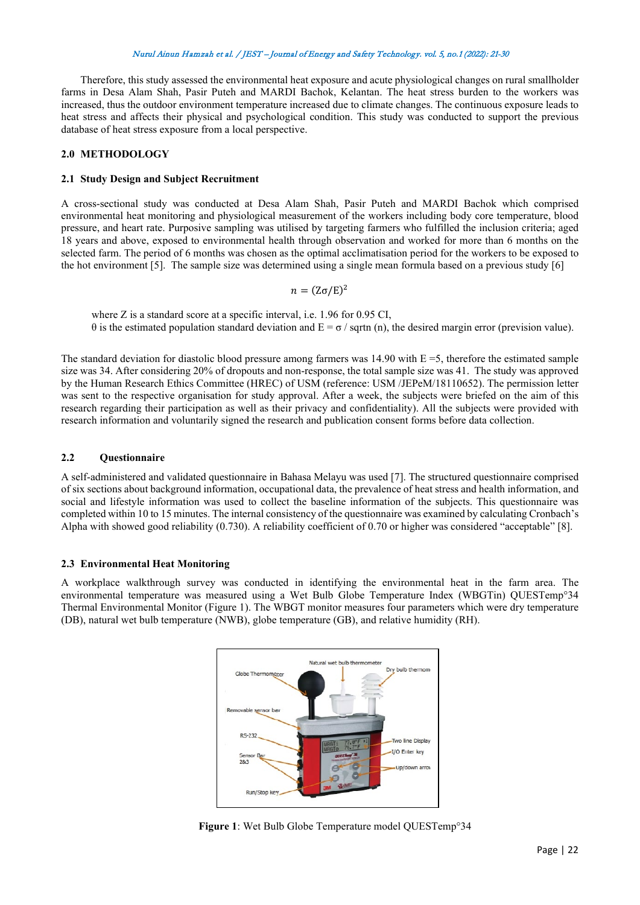Therefore, this study assessed the environmental heat exposure and acute physiological changes on rural smallholder farms in Desa Alam Shah, Pasir Puteh and MARDI Bachok, Kelantan. The heat stress burden to the workers was increased, thus the outdoor environment temperature increased due to climate changes. The continuous exposure leads to heat stress and affects their physical and psychological condition. This study was conducted to support the previous database of heat stress exposure from a local perspective.

## 2.0 METHODOLOGY

### 2.1 Study Design and Subject Recruitment

A cross-sectional study was conducted at Desa Alam Shah, Pasir Puteh and MARDI Bachok which comprised environmental heat monitoring and physiological measurement of the workers including body core temperature, blood pressure, and heart rate. Purposive sampling was utilised by targeting farmers who fulfilled the inclusion criteria; aged 18 years and above, exposed to environmental health through observation and worked for more than 6 months on the selected farm. The period of 6 months was chosen as the optimal acclimatisation period for the workers to be exposed to the hot environment [5]. The sample size was determined using a single mean formula based on a previous study [6]

$$n = (Z\sigma/E)^2$$

where Z is a standard score at a specific interval, i.e. 1.96 for 0.95 CI,
$\theta$ is the estimated population standard deviation and E = $\sigma$ / sqrtn (n), the desired margin error (prevision value).

The standard deviation for diastolic blood pressure among farmers was 14.90 with E =5, therefore the estimated sample size was 34. After considering 20% of dropouts and non-response, the total sample size was 41. The study was approved by the Human Research Ethics Committee (HREC) of USM (reference: USM /JEPeM/18110652). The permission letter was sent to the respective organisation for study approval. After a week, the subjects were briefed on the aim of this research regarding their participation as well as their privacy and confidentiality). All the subjects were provided with research information and voluntarily signed the research and publication consent forms before data collection.

### 2.2 Questionnaire

A self-administered and validated questionnaire in Bahasa Melayu was used [7]. The structured questionnaire comprised of six sections about background information, occupational data, the prevalence of heat stress and health information, and social and lifestyle information was used to collect the baseline information of the subjects. This questionnaire was completed within 10 to 15 minutes. The internal consistency of the questionnaire was examined by calculating Cronbach's Alpha with showed good reliability (0.730). A reliability coefficient of 0.70 or higher was considered "acceptable" [8].

### 2.3 Environmental Heat Monitoring

A workplace walkthrough survey was conducted in identifying the environmental heat in the farm area. The environmental temperature was measured using a Wet Bulb Globe Temperature Index (WBGTin) QUESTemp°34 Thermal Environmental Monitor (Figure 1). The WBGT monitor measures four parameters which were dry temperature (DB), natural wet bulb temperature (NWB), globe temperature (GB), and relative humidity (RH).

**Figure 1**: Wet Bulb Globe Temperature model QUESTemp°34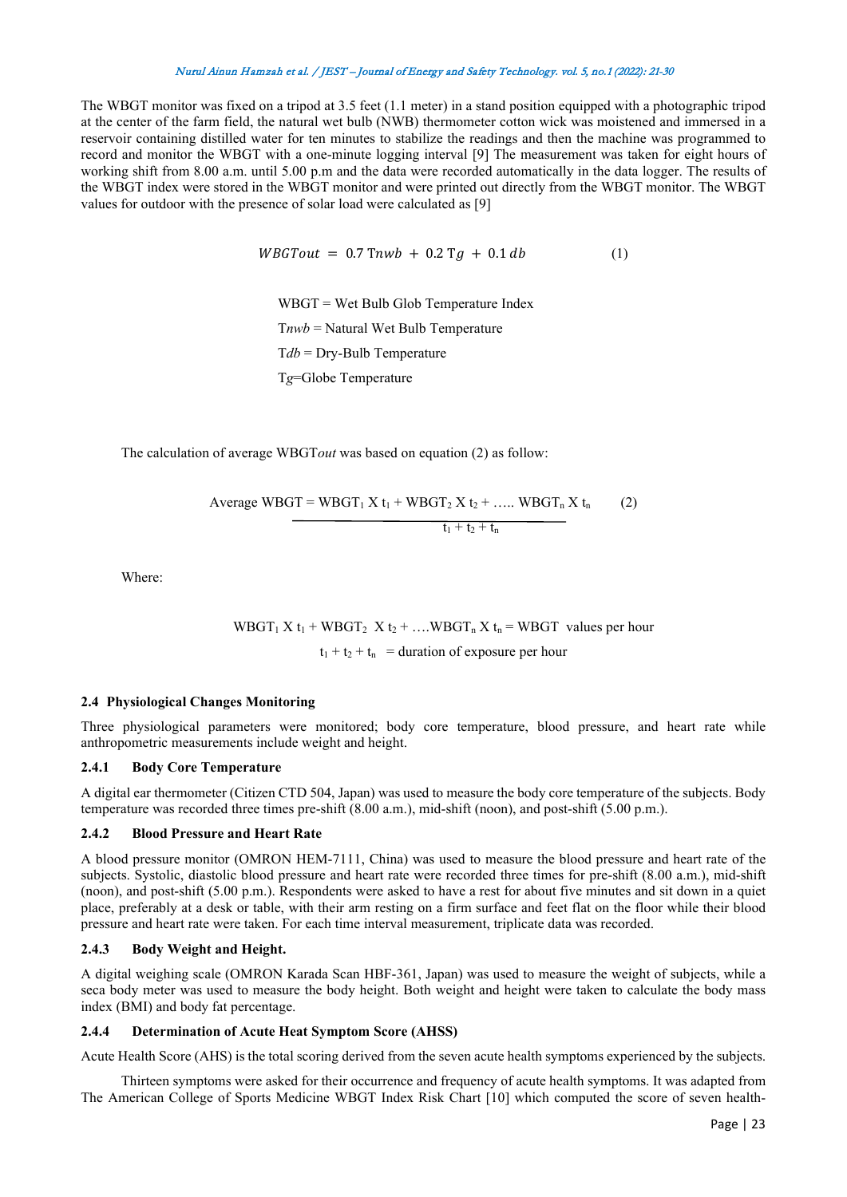The WBGT monitor was fixed on a tripod at 3.5 feet (1.1 meter) in a stand position equipped with a photographic tripod at the center of the farm field, the natural wet bulb (NWB) thermometer cotton wick was moistened and immersed in a reservoir containing distilled water for ten minutes to stabilize the readings and then the machine was programmed to record and monitor the WBGT with a one-minute logging interval [9] The measurement was taken for eight hours of working shift from 8.00 a.m. until 5.00 p.m and the data were recorded automatically in the data logger. The results of the WBGT index were stored in the WBGT monitor and were printed out directly from the WBGT monitor. The WBGT values for outdoor with the presence of solar load were calculated as [9]

$$WBGTout = 0.7\,Tnwb + 0.2\,Tg + 0.1\,db \qquad (1)$$

WBGT = Wet Bulb Glob Temperature Index

$T_{nwb}$ = Natural Wet Bulb Temperature

$T_{db}$ = Dry-Bulb Temperature

$T_g$=Globe Temperature

The calculation of average WBGT*out* was based on equation (2) as follow:

$$\text{Average WBGT} = \frac{WBGT_1 \times t_1 + WBGT_2 \times t_2 + \ldots\ldots WBGT_n \times t_n}{t_1 + t_2 + t_n} \qquad (2)$$

Where:

$WBGT_1 \times t_1 + WBGT_2 \times t_2 + \ldots. WBGT_n \times t_n$ = WBGT values per hour

$t_1 + t_2 + t_n$ = duration of exposure per hour

### 2.4 Physiological Changes Monitoring

Three physiological parameters were monitored; body core temperature, blood pressure, and heart rate while anthropometric measurements include weight and height.

#### 2.4.1 Body Core Temperature

A digital ear thermometer (Citizen CTD 504, Japan) was used to measure the body core temperature of the subjects. Body temperature was recorded three times pre-shift (8.00 a.m.), mid-shift (noon), and post-shift (5.00 p.m.).

#### 2.4.2 Blood Pressure and Heart Rate

A blood pressure monitor (OMRON HEM-7111, China) was used to measure the blood pressure and heart rate of the subjects. Systolic, diastolic blood pressure and heart rate were recorded three times for pre-shift (8.00 a.m.), mid-shift (noon), and post-shift (5.00 p.m.). Respondents were asked to have a rest for about five minutes and sit down in a quiet place, preferably at a desk or table, with their arm resting on a firm surface and feet flat on the floor while their blood pressure and heart rate were taken. For each time interval measurement, triplicate data was recorded.

#### 2.4.3 Body Weight and Height.

A digital weighing scale (OMRON Karada Scan HBF-361, Japan) was used to measure the weight of subjects, while a seca body meter was used to measure the body height. Both weight and height were taken to calculate the body mass index (BMI) and body fat percentage.

#### 2.4.4 Determination of Acute Heat Symptom Score (AHSS)

Acute Health Score (AHS) is the total scoring derived from the seven acute health symptoms experienced by the subjects.

Thirteen symptoms were asked for their occurrence and frequency of acute health symptoms. It was adapted from The American College of Sports Medicine WBGT Index Risk Chart [10] which computed the score of seven health-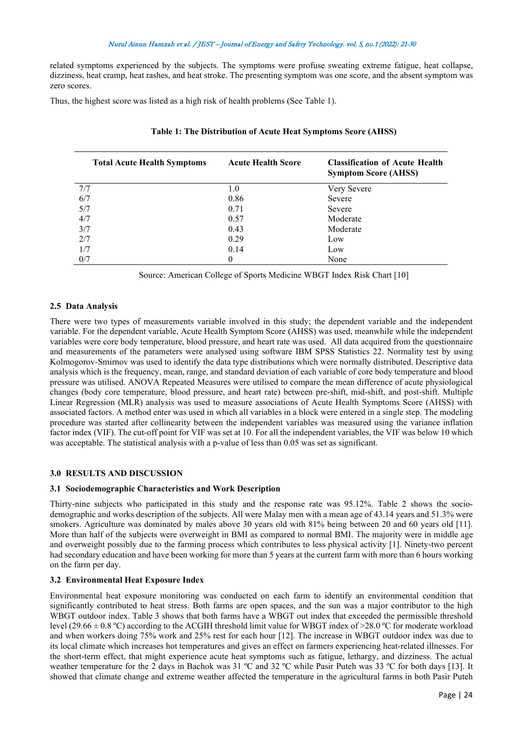related symptoms experienced by the subjects. The symptoms were profuse sweating extreme fatigue, heat collapse, dizziness, heat cramp, heat rashes, and heat stroke. The presenting symptom was one score, and the absent symptom was zero scores.

Thus, the highest score was listed as a high risk of health problems (See Table 1).

**Table 1: The Distribution of Acute Heat Symptoms Score (AHSS)**

| Total Acute Health Symptoms | Acute Health Score | Classification of Acute Health Symptom Score (AHSS) |
|---|---|---|
| 7/7 | 1.0 | Very Severe |
| 6/7 | 0.86 | Severe |
| 5/7 | 0.71 | Severe |
| 4/7 | 0.57 | Moderate |
| 3/7 | 0.43 | Moderate |
| 2/7 | 0.29 | Low |
| 1/7 | 0.14 | Low |
| 0/7 | 0 | None |

Source: American College of Sports Medicine WBGT Index Risk Chart [10]

### 2.5 Data Analysis

There were two types of measurements variable involved in this study; the dependent variable and the independent variable. For the dependent variable, Acute Health Symptom Score (AHSS) was used, meanwhile while the independent variables were core body temperature, blood pressure, and heart rate was used. All data acquired from the questionnaire and measurements of the parameters were analysed using software IBM SPSS Statistics 22. Normality test by using Kolmogorov-Smirnov was used to identify the data type distributions which were normally distributed. Descriptive data analysis which is the frequency, mean, range, and standard deviation of each variable of core body temperature and blood pressure was utilised. ANOVA Repeated Measures were utilised to compare the mean difference of acute physiological changes (body core temperature, blood pressure, and heart rate) between pre-shift, mid-shift, and post-shift. Multiple Linear Regression (MLR) analysis was used to measure associations of Acute Health Symptoms Score (AHSS) with associated factors. A method enter was used in which all variables in a block were entered in a single step. The modeling procedure was started after collinearity between the independent variables was measured using the variance inflation factor index (VIF). The cut-off point for VIF was set at 10. For all the independent variables, the VIF was below 10 which was acceptable. The statistical analysis with a p-value of less than 0.05 was set as significant.

## 3.0 RESULTS AND DISCUSSION

### 3.1 Sociodemographic Characteristics and Work Description

Thirty-nine subjects who participated in this study and the response rate was 95.12%. Table 2 shows the socio-demographic and works description of the subjects. All were Malay men with a mean age of 43.14 years and 51.3% were smokers. Agriculture was dominated by males above 30 years old with 81% being between 20 and 60 years old [11]. More than half of the subjects were overweight in BMI as compared to normal BMI. The majority were in middle age and overweight possibly due to the farming process which contributes to less physical activity [1]. Ninety-two percent had secondary education and have been working for more than 5 years at the current farm with more than 6 hours working on the farm per day.

### 3.2 Environmental Heat Exposure Index

Environmental heat exposure monitoring was conducted on each farm to identify an environmental condition that significantly contributed to heat stress. Both farms are open spaces, and the sun was a major contributor to the high WBGT outdoor index. Table 3 shows that both farms have a WBGT out index that exceeded the permissible threshold level (29.66 ± 0.8 ºC) according to the ACGIH threshold limit value for WBGT index of >28.0 ºC for moderate workload and when workers doing 75% work and 25% rest for each hour [12]. The increase in WBGT outdoor index was due to its local climate which increases hot temperatures and gives an effect on farmers experiencing heat-related illnesses. For the short-term effect, that might experience acute heat symptoms such as fatigue, lethargy, and dizziness. The actual weather temperature for the 2 days in Bachok was 31 ºC and 32 ºC while Pasir Puteh was 33 ºC for both days [13]. It showed that climate change and extreme weather affected the temperature in the agricultural farms in both Pasir Puteh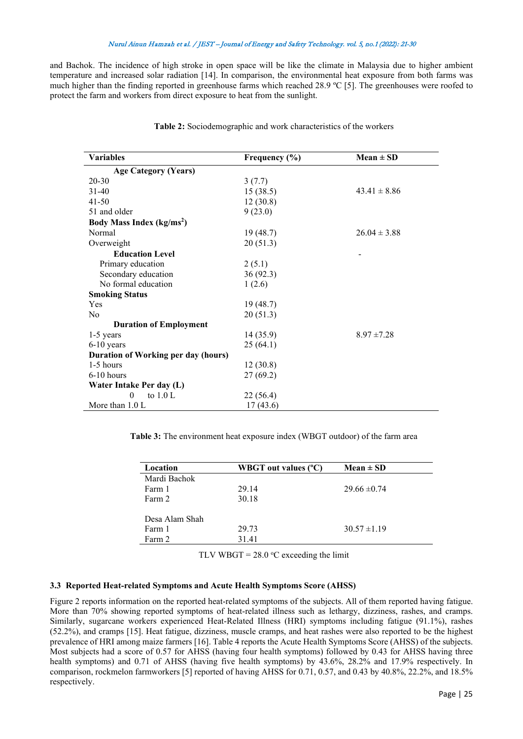and Bachok. The incidence of high stroke in open space will be like the climate in Malaysia due to higher ambient temperature and increased solar radiation [14]. In comparison, the environmental heat exposure from both farms was much higher than the finding reported in greenhouse farms which reached 28.9 ºC [5]. The greenhouses were roofed to protect the farm and workers from direct exposure to heat from the sunlight.

**Table 2:** Sociodemographic and work characteristics of the workers

| Variables | Frequency (%) | Mean ± SD |
|---|---|---|
| **Age Category (Years)** | | |
| 20-30 | 3 (7.7) | |
| 31-40 | 15 (38.5) | 43.41 ± 8.86 |
| 41-50 | 12 (30.8) | |
| 51 and older | 9 (23.0) | |
| **Body Mass Index (kg/ms$^2$)** | | |
| Normal | 19 (48.7) | 26.04 ± 3.88 |
| Overweight | 20 (51.3) | |
| **Education Level** | | - |
| Primary education | 2 (5.1) | |
| Secondary education | 36 (92.3) | |
| No formal education | 1 (2.6) | |
| **Smoking Status** | | |
| Yes | 19 (48.7) | |
| No | 20 (51.3) | |
| **Duration of Employment** | | |
| 1-5 years | 14 (35.9) | 8.97 ±7.28 |
| 6-10 years | 25 (64.1) | |
| **Duration of Working per day (hours)** | | |
| 1-5 hours | 12 (30.8) | |
| 6-10 hours | 27 (69.2) | |
| **Water Intake Per day (L)** | | |
| 0 to 1.0 L | 22 (56.4) | |
| More than 1.0 L | 17 (43.6) | |

**Table 3:** The environment heat exposure index (WBGT outdoor) of the farm area

| Location | WBGT out values (ºC) | Mean ± SD |
|---|---|---|
| Mardi Bachok | | |
| Farm 1 | 29.14 | 29.66 ±0.74 |
| Farm 2 | 30.18 | |
| | | |
| Desa Alam Shah | | |
| Farm 1 | 29.73 | 30.57 ±1.19 |
| Farm 2 | 31.41 | |

TLV WBGT = 28.0 ºC exceeding the limit

### 3.3 Reported Heat-related Symptoms and Acute Health Symptoms Score (AHSS)

Figure 2 reports information on the reported heat-related symptoms of the subjects. All of them reported having fatigue. More than 70% showing reported symptoms of heat-related illness such as lethargy, dizziness, rashes, and cramps. Similarly, sugarcane workers experienced Heat-Related Illness (HRI) symptoms including fatigue (91.1%), rashes (52.2%), and cramps [15]. Heat fatigue, dizziness, muscle cramps, and heat rashes were also reported to be the highest prevalence of HRI among maize farmers [16]. Table 4 reports the Acute Health Symptoms Score (AHSS) of the subjects. Most subjects had a score of 0.57 for AHSS (having four health symptoms) followed by 0.43 for AHSS having three health symptoms) and 0.71 of AHSS (having five health symptoms) by 43.6%, 28.2% and 17.9% respectively. In comparison, rockmelon farmworkers [5] reported of having AHSS for 0.71, 0.57, and 0.43 by 40.8%, 22.2%, and 18.5% respectively.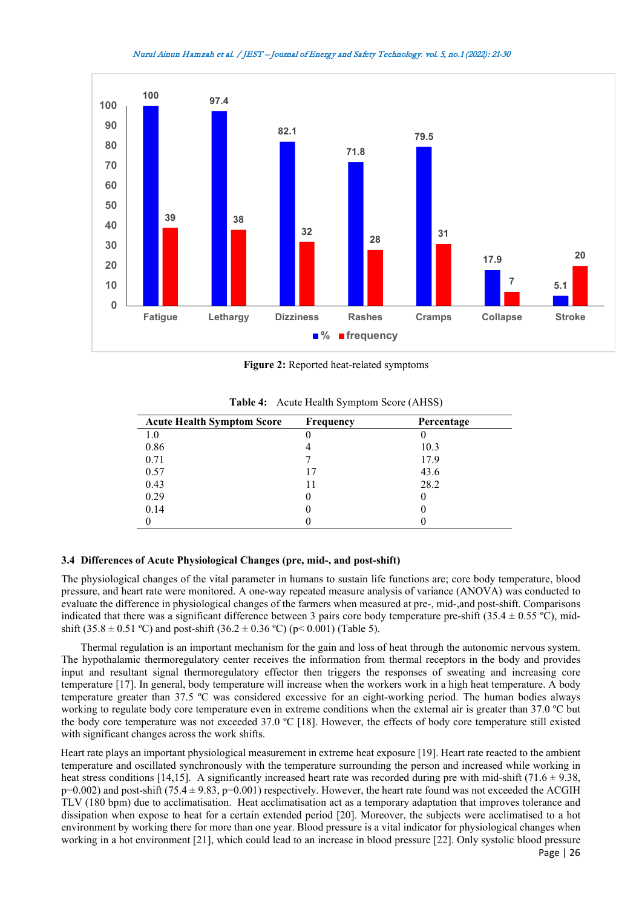Figure 2: Reported heat-related symptoms

Table 4: Acute Health Symptom Score (AHSS)

| Acute Health Symptom Score | Frequency | Percentage |
|---|---|---|
| 1.0 | 0 | 0 |
| 0.86 | 4 | 10.3 |
| 0.71 | 7 | 17.9 |
| 0.57 | 17 | 43.6 |
| 0.43 | 11 | 28.2 |
| 0.29 | 0 | 0 |
| 0.14 | 0 | 0 |
| 0 | 0 | 0 |

### 3.4 Differences of Acute Physiological Changes (pre, mid-, and post-shift)

The physiological changes of the vital parameter in humans to sustain life functions are; core body temperature, blood pressure, and heart rate were monitored. A one-way repeated measure analysis of variance (ANOVA) was conducted to evaluate the difference in physiological changes of the farmers when measured at pre-, mid-,and post-shift. Comparisons indicated that there was a significant difference between 3 pairs core body temperature pre-shift (35.4 ± 0.55 ºC), mid-shift (35.8 ± 0.51 ºC) and post-shift (36.2 ± 0.36 ºC) ($p < 0.001$) (Table 5).

Thermal regulation is an important mechanism for the gain and loss of heat through the autonomic nervous system. The hypothalamic thermoregulatory center receives the information from thermal receptors in the body and provides input and resultant signal thermoregulatory effector then triggers the responses of sweating and increasing core temperature [17]. In general, body temperature will increase when the workers work in a high heat temperature. A body temperature greater than 37.5 ºC was considered excessive for an eight-working period. The human bodies always working to regulate body core temperature even in extreme conditions when the external air is greater than 37.0 ºC but the body core temperature was not exceeded 37.0 ºC [18]. However, the effects of body core temperature still existed with significant changes across the work shifts.

Heart rate plays an important physiological measurement in extreme heat exposure [19]. Heart rate reacted to the ambient temperature and oscillated synchronously with the temperature surrounding the person and increased while working in heat stress conditions [14,15]. A significantly increased heart rate was recorded during pre with mid-shift (71.6 ± 9.38, $p=0.002$) and post-shift (75.4 ± 9.83, $p=0.001$) respectively. However, the heart rate found was not exceeded the ACGIH TLV (180 bpm) due to acclimatisation. Heat acclimatisation act as a temporary adaptation that improves tolerance and dissipation when expose to heat for a certain extended period [20]. Moreover, the subjects were acclimatised to a hot environment by working there for more than one year. Blood pressure is a vital indicator for physiological changes when working in a hot environment [21], which could lead to an increase in blood pressure [22]. Only systolic blood pressure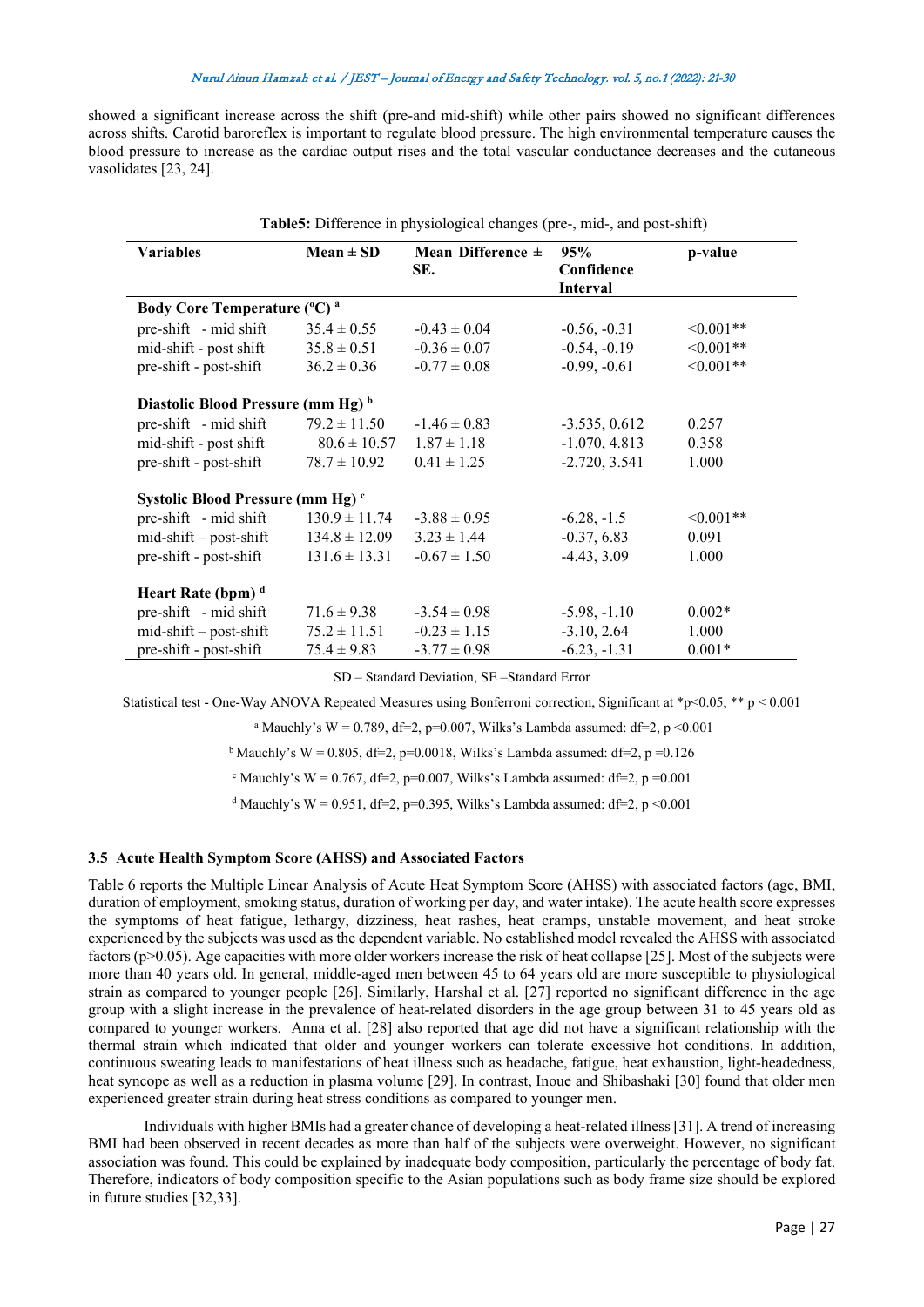showed a significant increase across the shift (pre-and mid-shift) while other pairs showed no significant differences across shifts. Carotid baroreflex is important to regulate blood pressure. The high environmental temperature causes the blood pressure to increase as the cardiac output rises and the total vascular conductance decreases and the cutaneous vasolidates [23, 24].

**Table5:** Difference in physiological changes (pre-, mid-, and post-shift)

| Variables | Mean ± SD | Mean Difference ± SE. | 95% Confidence Interval | p-value |
|---|---|---|---|---|
| **Body Core Temperature (ºC) [a]** | | | | |
| pre-shift - mid shift | 35.4 ± 0.55 | -0.43 ± 0.04 | -0.56, -0.31 | <0.001** |
| mid-shift - post shift | 35.8 ± 0.51 | -0.36 ± 0.07 | -0.54, -0.19 | <0.001** |
| pre-shift - post-shift | 36.2 ± 0.36 | -0.77 ± 0.08 | -0.99, -0.61 | <0.001** |
| **Diastolic Blood Pressure (mm Hg) [b]** | | | | |
| pre-shift - mid shift | 79.2 ± 11.50 | -1.46 ± 0.83 | -3.535, 0.612 | 0.257 |
| mid-shift - post shift | 80.6 ± 10.57 | 1.87 ± 1.18 | -1.070, 4.813 | 0.358 |
| pre-shift - post-shift | 78.7 ± 10.92 | 0.41 ± 1.25 | -2.720, 3.541 | 1.000 |
| **Systolic Blood Pressure (mm Hg) [c]** | | | | |
| pre-shift - mid shift | 130.9 ± 11.74 | -3.88 ± 0.95 | -6.28, -1.5 | <0.001** |
| mid-shift – post-shift | 134.8 ± 12.09 | 3.23 ± 1.44 | -0.37, 6.83 | 0.091 |
| pre-shift - post-shift | 131.6 ± 13.31 | -0.67 ± 1.50 | -4.43, 3.09 | 1.000 |
| **Heart Rate (bpm) [d]** | | | | |
| pre-shift - mid shift | 71.6 ± 9.38 | -3.54 ± 0.98 | -5.98, -1.10 | 0.002* |
| mid-shift – post-shift | 75.2 ± 11.51 | -0.23 ± 1.15 | -3.10, 2.64 | 1.000 |
| pre-shift - post-shift | 75.4 ± 9.83 | -3.77 ± 0.98 | -6.23, -1.31 | 0.001* |

SD – Standard Deviation, SE –Standard Error

Statistical test - One-Way ANOVA Repeated Measures using Bonferroni correction, Significant at *p<0.05, ** p < 0.001

[a] Mauchly's W = 0.789, df=2, p=0.007, Wilks's Lambda assumed: df=2, p <0.001

[b] Mauchly's W = 0.805, df=2, p=0.0018, Wilks's Lambda assumed: df=2, p =0.126

[c] Mauchly's W = 0.767, df=2, p=0.007, Wilks's Lambda assumed: df=2, p =0.001

[d] Mauchly's W = 0.951, df=2, p=0.395, Wilks's Lambda assumed: df=2, p <0.001

### 3.5 Acute Health Symptom Score (AHSS) and Associated Factors

Table 6 reports the Multiple Linear Analysis of Acute Heat Symptom Score (AHSS) with associated factors (age, BMI, duration of employment, smoking status, duration of working per day, and water intake). The acute health score expresses the symptoms of heat fatigue, lethargy, dizziness, heat rashes, heat cramps, unstable movement, and heat stroke experienced by the subjects was used as the dependent variable. No established model revealed the AHSS with associated factors (p>0.05). Age capacities with more older workers increase the risk of heat collapse [25]. Most of the subjects were more than 40 years old. In general, middle-aged men between 45 to 64 years old are more susceptible to physiological strain as compared to younger people [26]. Similarly, Harshal et al. [27] reported no significant difference in the age group with a slight increase in the prevalence of heat-related disorders in the age group between 31 to 45 years old as compared to younger workers. Anna et al. [28] also reported that age did not have a significant relationship with the thermal strain which indicated that older and younger workers can tolerate excessive hot conditions. In addition, continuous sweating leads to manifestations of heat illness such as headache, fatigue, heat exhaustion, light-headedness, heat syncope as well as a reduction in plasma volume [29]. In contrast, Inoue and Shibashaki [30] found that older men experienced greater strain during heat stress conditions as compared to younger men.

Individuals with higher BMIs had a greater chance of developing a heat-related illness [31]. A trend of increasing BMI had been observed in recent decades as more than half of the subjects were overweight. However, no significant association was found. This could be explained by inadequate body composition, particularly the percentage of body fat. Therefore, indicators of body composition specific to the Asian populations such as body frame size should be explored in future studies [32,33].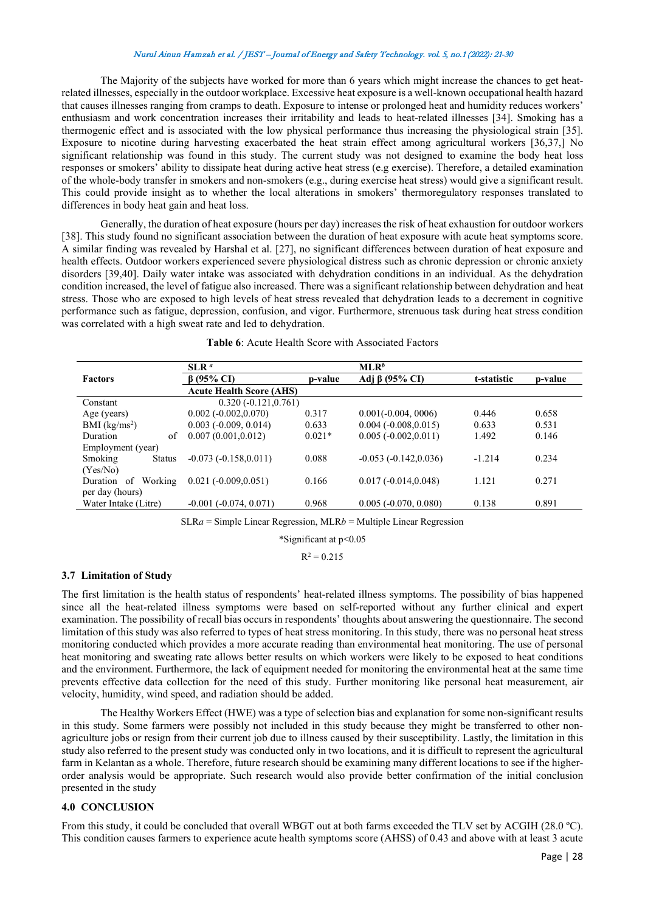The Majority of the subjects have worked for more than 6 years which might increase the chances to get heat-related illnesses, especially in the outdoor workplace. Excessive heat exposure is a well-known occupational health hazard that causes illnesses ranging from cramps to death. Exposure to intense or prolonged heat and humidity reduces workers' enthusiasm and work concentration increases their irritability and leads to heat-related illnesses [34]. Smoking has a thermogenic effect and is associated with the low physical performance thus increasing the physiological strain [35]. Exposure to nicotine during harvesting exacerbated the heat strain effect among agricultural workers [36,37,] No significant relationship was found in this study. The current study was not designed to examine the body heat loss responses or smokers' ability to dissipate heat during active heat stress (e.g exercise). Therefore, a detailed examination of the whole-body transfer in smokers and non-smokers (e.g., during exercise heat stress) would give a significant result. This could provide insight as to whether the local alterations in smokers' thermoregulatory responses translated to differences in body heat gain and heat loss.

Generally, the duration of heat exposure (hours per day) increases the risk of heat exhaustion for outdoor workers [38]. This study found no significant association between the duration of heat exposure with acute heat symptoms score. A similar finding was revealed by Harshal et al. [27], no significant differences between duration of heat exposure and health effects. Outdoor workers experienced severe physiological distress such as chronic depression or chronic anxiety disorders [39,40]. Daily water intake was associated with dehydration conditions in an individual. As the dehydration condition increased, the level of fatigue also increased. There was a significant relationship between dehydration and heat stress. Those who are exposed to high levels of heat stress revealed that dehydration leads to a decrement in cognitive performance such as fatigue, depression, confusion, and vigor. Furthermore, strenuous task during heat stress condition was correlated with a high sweat rate and led to dehydration.

**Table 6**: Acute Health Score with Associated Factors

| Factors | SLR [a] β (95% CI) | p-value | MLR [b] Adj β (95% CI) | t-statistic | p-value |
|---|---|---|---|---|---|
| | **Acute Health Score (AHS)** | | | | |
| Constant | 0.320 (-0.121,0.761) | | | | |
| Age (years) | 0.002 (-0.002,0.070) | 0.317 | 0.001(-0.004, 0006) | 0.446 | 0.658 |
| BMI (kg/ms$^2$) | 0.003 (-0.009, 0.014) | 0.633 | 0.004 (-0.008,0.015) | 0.633 | 0.531 |
| Duration of Employment (year) | 0.007 (0.001,0.012) | 0.021* | 0.005 (-0.002,0.011) | 1.492 | 0.146 |
| Smoking Status (Yes/No) | -0.073 (-0.158,0.011) | 0.088 | -0.053 (-0.142,0.036) | -1.214 | 0.234 |
| Duration of Working per day (hours) | 0.021 (-0.009,0.051) | 0.166 | 0.017 (-0.014,0.048) | 1.121 | 0.271 |
| Water Intake (Litre) | -0.001 (-0.074, 0.071) | 0.968 | 0.005 (-0.070, 0.080) | 0.138 | 0.891 |

SLR*a* = Simple Linear Regression, MLR*b* = Multiple Linear Regression

*Significant at $p<0.05$

$R^2 = 0.215$

### 3.7 Limitation of Study

The first limitation is the health status of respondents' heat-related illness symptoms. The possibility of bias happened since all the heat-related illness symptoms were based on self-reported without any further clinical and expert examination. The possibility of recall bias occurs in respondents' thoughts about answering the questionnaire. The second limitation of this study was also referred to types of heat stress monitoring. In this study, there was no personal heat stress monitoring conducted which provides a more accurate reading than environmental heat monitoring. The use of personal heat monitoring and sweating rate allows better results on which workers were likely to be exposed to heat conditions and the environment. Furthermore, the lack of equipment needed for monitoring the environmental heat at the same time prevents effective data collection for the need of this study. Further monitoring like personal heat measurement, air velocity, humidity, wind speed, and radiation should be added.

The Healthy Workers Effect (HWE) was a type of selection bias and explanation for some non-significant results in this study. Some farmers were possibly not included in this study because they might be transferred to other non-agriculture jobs or resign from their current job due to illness caused by their susceptibility. Lastly, the limitation in this study also referred to the present study was conducted only in two locations, and it is difficult to represent the agricultural farm in Kelantan as a whole. Therefore, future research should be examining many different locations to see if the higher-order analysis would be appropriate. Such research would also provide better confirmation of the initial conclusion presented in the study

## 4.0 CONCLUSION

From this study, it could be concluded that overall WBGT out at both farms exceeded the TLV set by ACGIH (28.0 ºC). This condition causes farmers to experience acute health symptoms score (AHSS) of 0.43 and above with at least 3 acute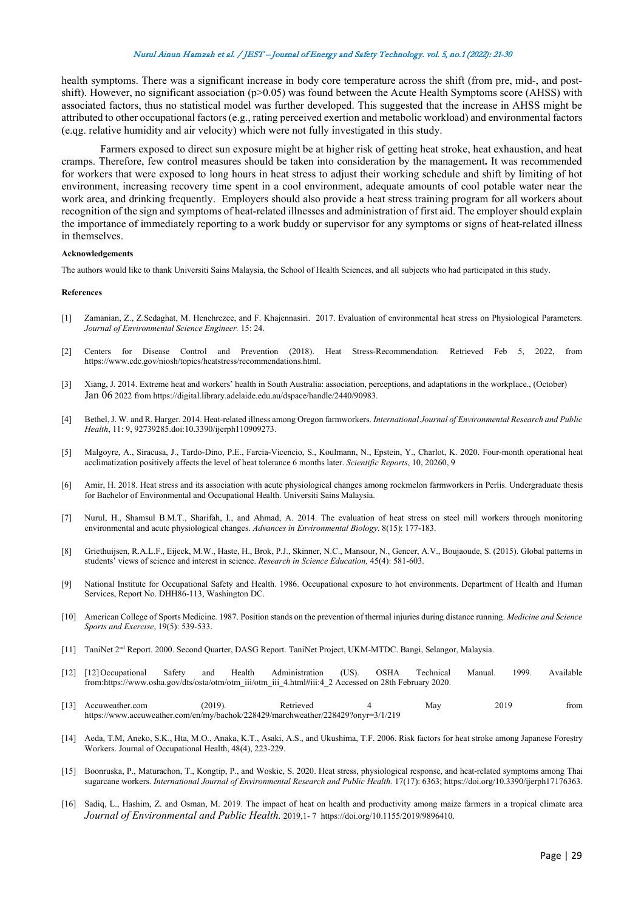health symptoms. There was a significant increase in body core temperature across the shift (from pre, mid-, and post-shift). However, no significant association ($p>0.05$) was found between the Acute Health Symptoms score (AHSS) with associated factors, thus no statistical model was further developed. This suggested that the increase in AHSS might be attributed to other occupational factors (e.g., rating perceived exertion and metabolic workload) and environmental factors (e.qg. relative humidity and air velocity) which were not fully investigated in this study.

Farmers exposed to direct sun exposure might be at higher risk of getting heat stroke, heat exhaustion, and heat cramps. Therefore, few control measures should be taken into consideration by the management**.** It was recommended for workers that were exposed to long hours in heat stress to adjust their working schedule and shift by limiting of hot environment, increasing recovery time spent in a cool environment, adequate amounts of cool potable water near the work area, and drinking frequently. Employers should also provide a heat stress training program for all workers about recognition of the sign and symptoms of heat-related illnesses and administration of first aid. The employer should explain the importance of immediately reporting to a work buddy or supervisor for any symptoms or signs of heat-related illness in themselves.

#### Acknowledgements

The authors would like to thank Universiti Sains Malaysia, the School of Health Sciences, and all subjects who had participated in this study.

#### References

[1] Zamanian, Z., Z.Sedaghat, M. Henehrezee, and F. Khajennasiri. 2017. Evaluation of environmental heat stress on Physiological Parameters. *Journal of Environmental Science Engineer.* 15: 24.

[2] Centers for Disease Control and Prevention (2018). Heat Stress-Recommendation. Retrieved Feb 5, 2022, from https://www.cdc.gov/niosh/topics/heatstress/recommendations.html.

[3] Xiang, J. 2014. Extreme heat and workers' health in South Australia: association, perceptions, and adaptations in the workplace., (October) Jan 06 2022 from https://digital.library.adelaide.edu.au/dspace/handle/2440/90983.

[4] Bethel, J. W. and R. Harger. 2014. Heat-related illness among Oregon farmworkers. *International Journal of Environmental Research and Public Health*, 11: 9, 92739285.doi:10.3390/ijerph110909273.

[5] Malgoyre, A., Siracusa, J., Tardo-Dino, P.E., Farcia-Vicencio, S., Koulmann, N., Epstein, Y., Charlot, K. 2020. Four-month operational heat acclimatization positively affects the level of heat tolerance 6 months later. *Scientific Reports*, 10, 20260, 9

[6] Amir, H. 2018. Heat stress and its association with acute physiological changes among rockmelon farmworkers in Perlis. Undergraduate thesis for Bachelor of Environmental and Occupational Health. Universiti Sains Malaysia.

[7] Nurul, H., Shamsul B.M.T., Sharifah, I., and Ahmad, A. 2014. The evaluation of heat stress on steel mill workers through monitoring environmental and acute physiological changes. *Advances in Environmental Biology*. 8(15): 177-183.

[8] Griethuijsen, R.A.L.F., Eijeck, M.W., Haste, H., Brok, P.J., Skinner, N.C., Mansour, N., Gencer, A.V., Boujaoude, S. (2015). Global patterns in students' views of science and interest in science. *Research in Science Education,* 45(4): 581-603.

[9] National Institute for Occupational Safety and Health. 1986. Occupational exposure to hot environments. Department of Health and Human Services, Report No. DHH86-113, Washington DC.

[10] American College of Sports Medicine. 1987. Position stands on the prevention of thermal injuries during distance running. *Medicine and Science Sports and Exercise*, 19(5): 539-533.

[11] TaniNet 2nd Report. 2000. Second Quarter, DASG Report. TaniNet Project, UKM-MTDC. Bangi, Selangor, Malaysia.

[12] [12] Occupational Safety and Health Administration (US). OSHA Technical Manual. 1999. Available from:https://www.osha.gov/dts/osta/otm/otm_iii/otm_iii_4.html#iii:4_2 Accessed on 28th February 2020.

[13] Accuweather.com (2019). Retrieved 4 May 2019 from https://www.accuweather.com/en/my/bachok/228429/marchweather/228429?onyr=3/1/219

[14] Aeda, T.M, Aneko, S.K., Hta, M.O., Anaka, K.T., Asaki, A.S., and Ukushima, T.F. 2006. Risk factors for heat stroke among Japanese Forestry Workers. Journal of Occupational Health, 48(4), 223-229.

[15] Boonruska, P., Maturachon, T., Kongtip, P., and Woskie, S. 2020. Heat stress, physiological response, and heat-related symptoms among Thai sugarcane workers. *International Journal of Environmental Research and Public Health.* 17(17): 6363; https://doi.org/10.3390/ijerph17176363.

[16] Sadiq, L., Hashim, Z. and Osman, M. 2019. The impact of heat on health and productivity among maize farmers in a tropical climate area *Journal of Environmental and Public Health*. 2019,1- 7 https://doi.org/10.1155/2019/9896410.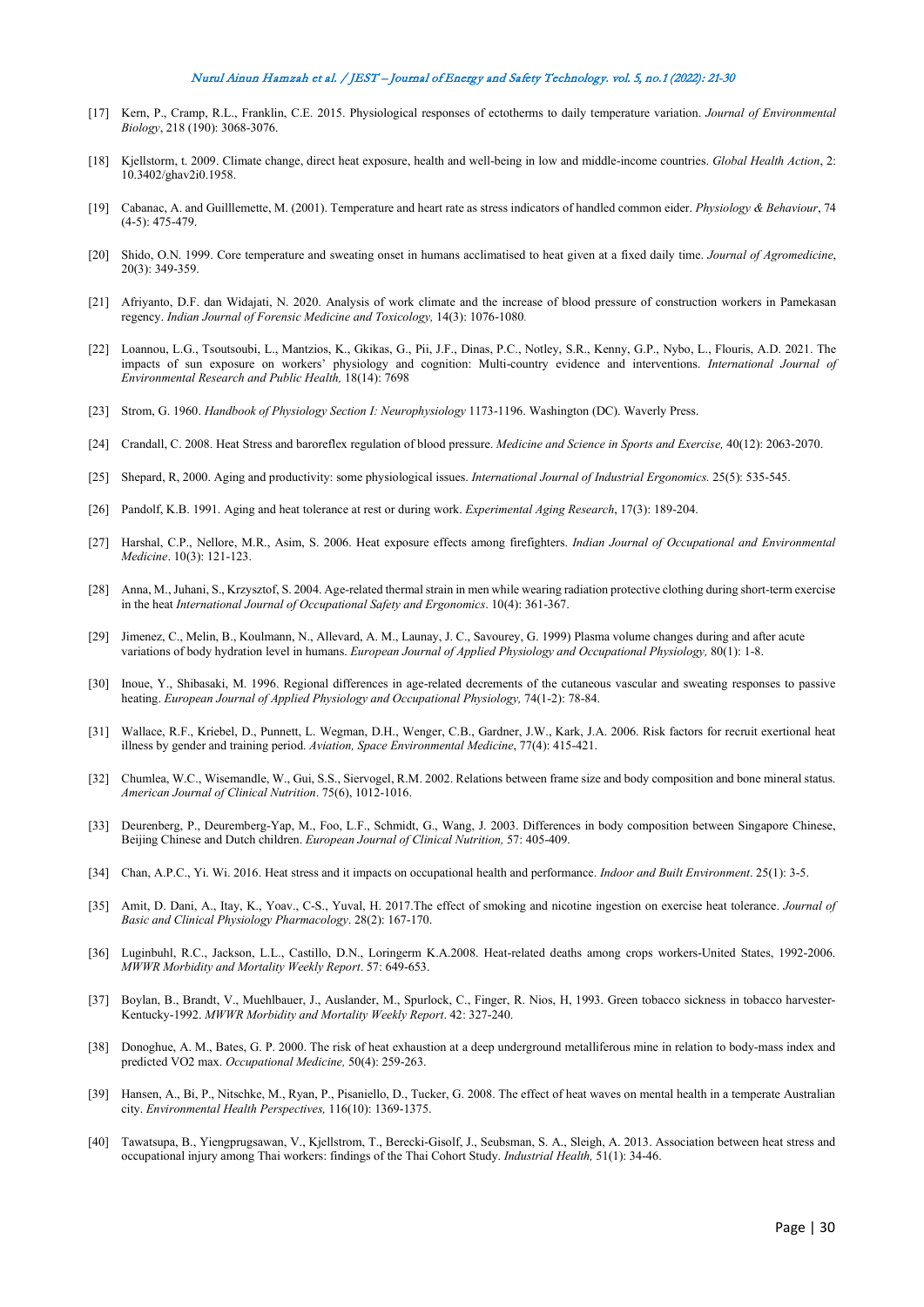[17] Kern, P., Cramp, R.L., Franklin, C.E. 2015. Physiological responses of ectotherms to daily temperature variation. *Journal of Environmental Biology*, 218 (190): 3068-3076.

[18] Kjellstorm, t. 2009. Climate change, direct heat exposure, health and well-being in low and middle-income countries. *Global Health Action*, 2: 10.3402/ghav2i0.1958.

[19] Cabanac, A. and Guilllemette, M. (2001). Temperature and heart rate as stress indicators of handled common eider. *Physiology & Behaviour*, 74 (4-5): 475-479.

[20] Shido, O.N. 1999. Core temperature and sweating onset in humans acclimatised to heat given at a fixed daily time. *Journal of Agromedicine*, 20(3): 349-359.

[21] Afriyanto, D.F. dan Widajati, N. 2020. Analysis of work climate and the increase of blood pressure of construction workers in Pamekasan regency. *Indian Journal of Forensic Medicine and Toxicology,* 14(3): 1076-1080.

[22] Loannou, L.G., Tsoutsoubi, L., Mantzios, K., Gkikas, G., Pii, J.F., Dinas, P.C., Notley, S.R., Kenny, G.P., Nybo, L., Flouris, A.D. 2021. The impacts of sun exposure on workers' physiology and cognition: Multi-country evidence and interventions. *International Journal of Environmental Research and Public Health,* 18(14): 7698

[23] Strom, G. 1960. *Handbook of Physiology Section I: Neurophysiology* 1173-1196. Washington (DC). Waverly Press.

[24] Crandall, C. 2008. Heat Stress and baroreflex regulation of blood pressure. *Medicine and Science in Sports and Exercise,* 40(12): 2063-2070.

[25] Shepard, R, 2000. Aging and productivity: some physiological issues. *International Journal of Industrial Ergonomics.* 25(5): 535-545.

[26] Pandolf, K.B. 1991. Aging and heat tolerance at rest or during work. *Experimental Aging Research*, 17(3): 189-204.

[27] Harshal, C.P., Nellore, M.R., Asim, S. 2006. Heat exposure effects among firefighters. *Indian Journal of Occupational and Environmental Medicine*. 10(3): 121-123.

[28] Anna, M., Juhani, S., Krzysztof, S. 2004. Age-related thermal strain in men while wearing radiation protective clothing during short-term exercise in the heat *International Journal of Occupational Safety and Ergonomics*. 10(4): 361-367.

[29] Jimenez, C., Melin, B., Koulmann, N., Allevard, A. M., Launay, J. C., Savourey, G. 1999) Plasma volume changes during and after acute variations of body hydration level in humans. *European Journal of Applied Physiology and Occupational Physiology,* 80(1): 1-8.

[30] Inoue, Y., Shibasaki, M. 1996. Regional differences in age-related decrements of the cutaneous vascular and sweating responses to passive heating. *European Journal of Applied Physiology and Occupational Physiology,* 74(1-2): 78-84.

[31] Wallace, R.F., Kriebel, D., Punnett, L. Wegman, D.H., Wenger, C.B., Gardner, J.W., Kark, J.A. 2006. Risk factors for recruit exertional heat illness by gender and training period. *Aviation, Space Environmental Medicine*, 77(4): 415-421.

[32] Chumlea, W.C., Wisemandle, W., Gui, S.S., Siervogel, R.M. 2002. Relations between frame size and body composition and bone mineral status. *American Journal of Clinical Nutrition*. 75(6), 1012-1016.

[33] Deurenberg, P., Deuremberg-Yap, M., Foo, L.F., Schmidt, G., Wang, J. 2003. Differences in body composition between Singapore Chinese, Beijing Chinese and Dutch children. *European Journal of Clinical Nutrition,* 57: 405-409.

[34] Chan, A.P.C., Yi. Wi. 2016. Heat stress and it impacts on occupational health and performance. *Indoor and Built Environment*. 25(1): 3-5.

[35] Amit, D. Dani, A., Itay, K., Yoav., C-S., Yuval, H. 2017.The effect of smoking and nicotine ingestion on exercise heat tolerance. *Journal of Basic and Clinical Physiology Pharmacology*. 28(2): 167-170.

[36] Luginbuhl, R.C., Jackson, L.L., Castillo, D.N., Loringerm K.A.2008. Heat-related deaths among crops workers-United States, 1992-2006. *MWWR Morbidity and Mortality Weekly Report*. 57: 649-653.

[37] Boylan, B., Brandt, V., Muehlbauer, J., Auslander, M., Spurlock, C., Finger, R. Nios, H, 1993. Green tobacco sickness in tobacco harvester-Kentucky-1992. *MWWR Morbidity and Mortality Weekly Report*. 42: 327-240.

[38] Donoghue, A. M., Bates, G. P. 2000. The risk of heat exhaustion at a deep underground metalliferous mine in relation to body-mass index and predicted VO2 max. *Occupational Medicine,* 50(4): 259-263.

[39] Hansen, A., Bi, P., Nitschke, M., Ryan, P., Pisaniello, D., Tucker, G. 2008. The effect of heat waves on mental health in a temperate Australian city. *Environmental Health Perspectives,* 116(10): 1369-1375.

[40] Tawatsupa, B., Yiengprugsawan, V., Kjellstrom, T., Berecki-Gisolf, J., Seubsman, S. A., Sleigh, A. 2013. Association between heat stress and occupational injury among Thai workers: findings of the Thai Cohort Study. *Industrial Health,* 51(1): 34-46.